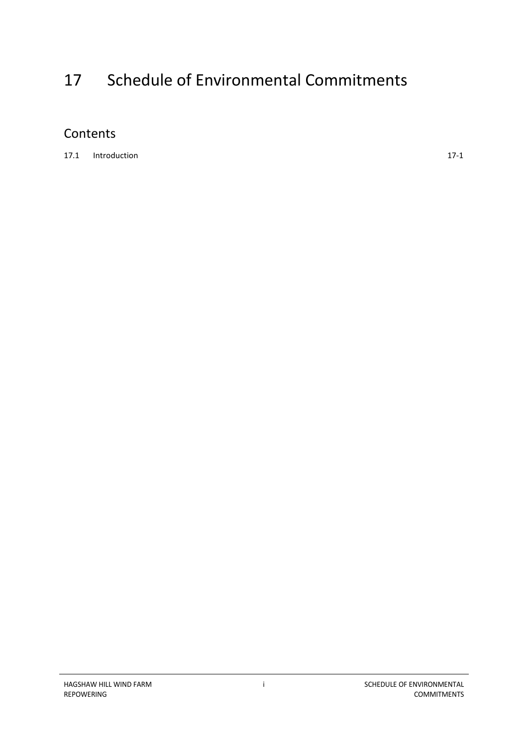# 17 Schedule of Environmental Commitments

## Contents

17.1 Introduction 17-1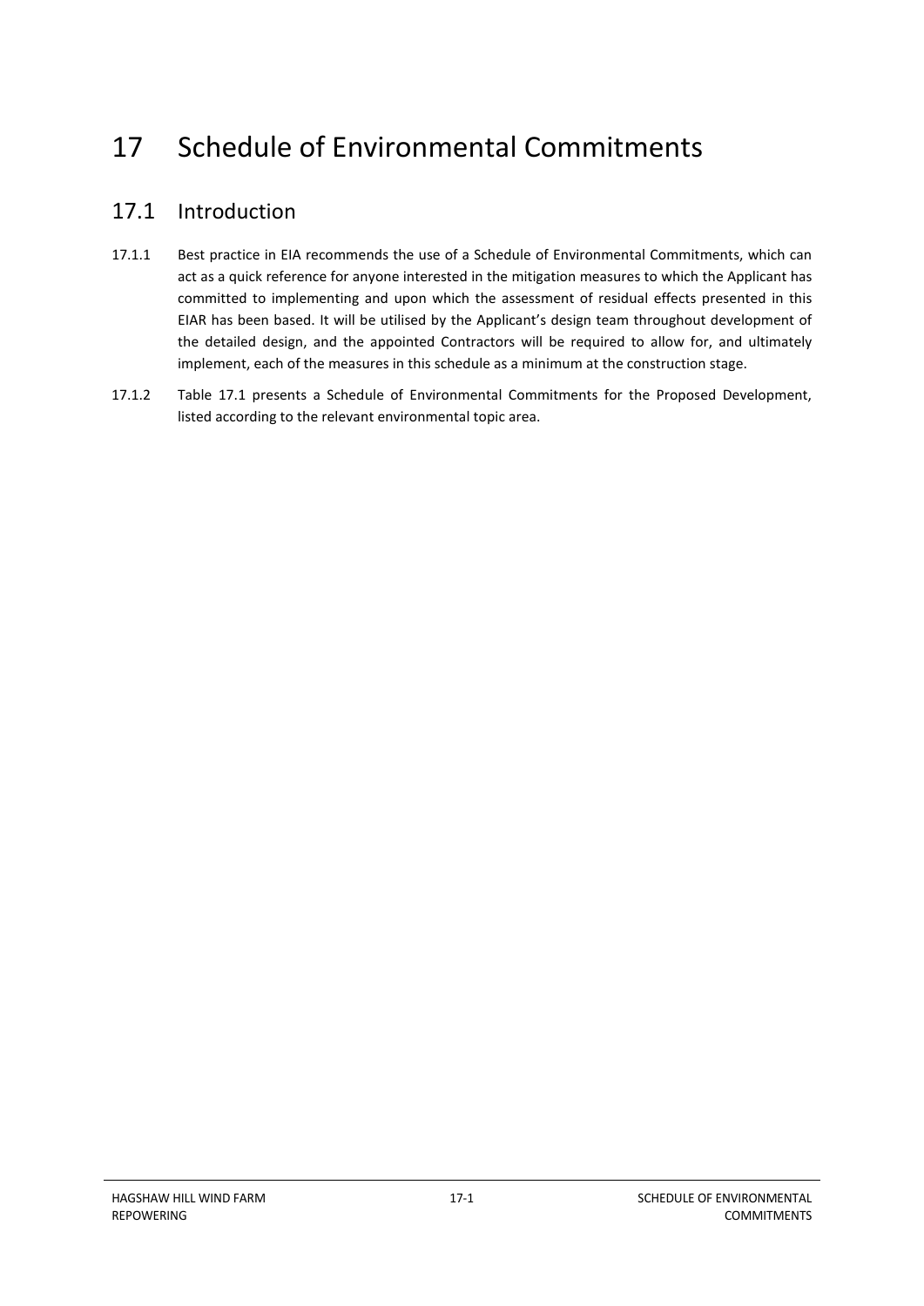# 17 Schedule of Environmental Commitments

## 17.1 Introduction

17.1.1 Best practice in EIA recommends the use of a Schedule of Environmental Commitments, which can act as a quick reference for anyone interested in the mitigation measures to which the Applicant has committed to implementing and upon which the assessment of residual effects presented in this EIAR has been based. It will be utilised by the Applicant's design team throughout development of the detailed design, and the appointed Contractors will be required to allow for, and ultimately implement, each of the measures in this schedule as a minimum at the construction stage.

17.1.2 Table 17.1 presents a Schedule of Environmental Commitments for the Proposed Development, listed according to the relevant environmental topic area.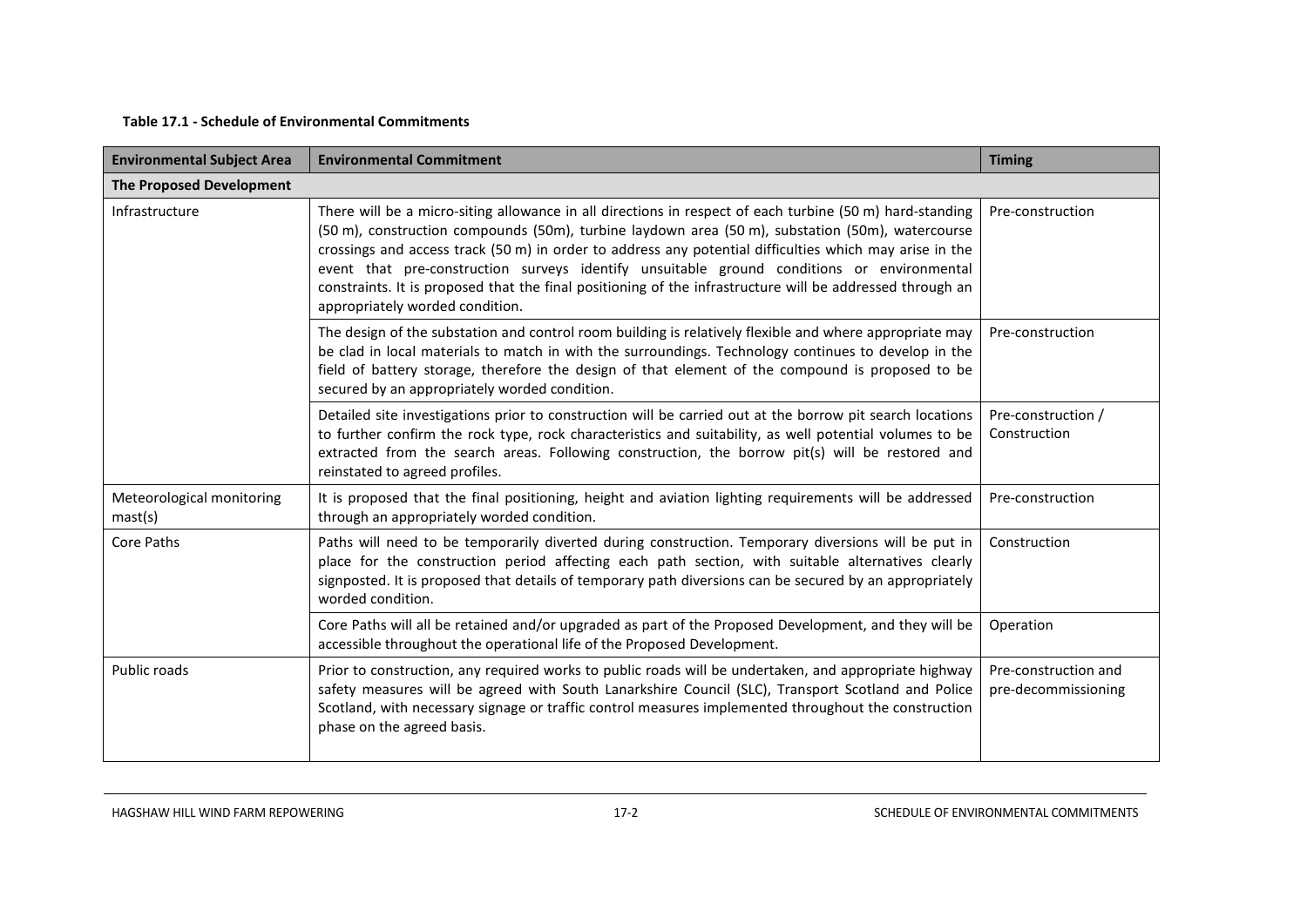**Table 17.1 - Schedule of Environmental Commitments**

| Environmental Subject Area | Environmental Commitment | Timing |
|---|---|---|
| **The Proposed Development** | | |
| Infrastructure | There will be a micro-siting allowance in all directions in respect of each turbine (50 m) hard-standing (50 m), construction compounds (50m), turbine laydown area (50 m), substation (50m), watercourse crossings and access track (50 m) in order to address any potential difficulties which may arise in the event that pre-construction surveys identify unsuitable ground conditions or environmental constraints. It is proposed that the final positioning of the infrastructure will be addressed through an appropriately worded condition. | Pre-construction |
| | The design of the substation and control room building is relatively flexible and where appropriate may be clad in local materials to match in with the surroundings. Technology continues to develop in the field of battery storage, therefore the design of that element of the compound is proposed to be secured by an appropriately worded condition. | Pre-construction |
| | Detailed site investigations prior to construction will be carried out at the borrow pit search locations to further confirm the rock type, rock characteristics and suitability, as well potential volumes to be extracted from the search areas. Following construction, the borrow pit(s) will be restored and reinstated to agreed profiles. | Pre-construction / Construction |
| Meteorological monitoring mast(s) | It is proposed that the final positioning, height and aviation lighting requirements will be addressed through an appropriately worded condition. | Pre-construction |
| Core Paths | Paths will need to be temporarily diverted during construction. Temporary diversions will be put in place for the construction period affecting each path section, with suitable alternatives clearly signposted. It is proposed that details of temporary path diversions can be secured by an appropriately worded condition. | Construction |
| | Core Paths will all be retained and/or upgraded as part of the Proposed Development, and they will be accessible throughout the operational life of the Proposed Development. | Operation |
| Public roads | Prior to construction, any required works to public roads will be undertaken, and appropriate highway safety measures will be agreed with South Lanarkshire Council (SLC), Transport Scotland and Police Scotland, with necessary signage or traffic control measures implemented throughout the construction phase on the agreed basis. | Pre-construction and pre-decommissioning |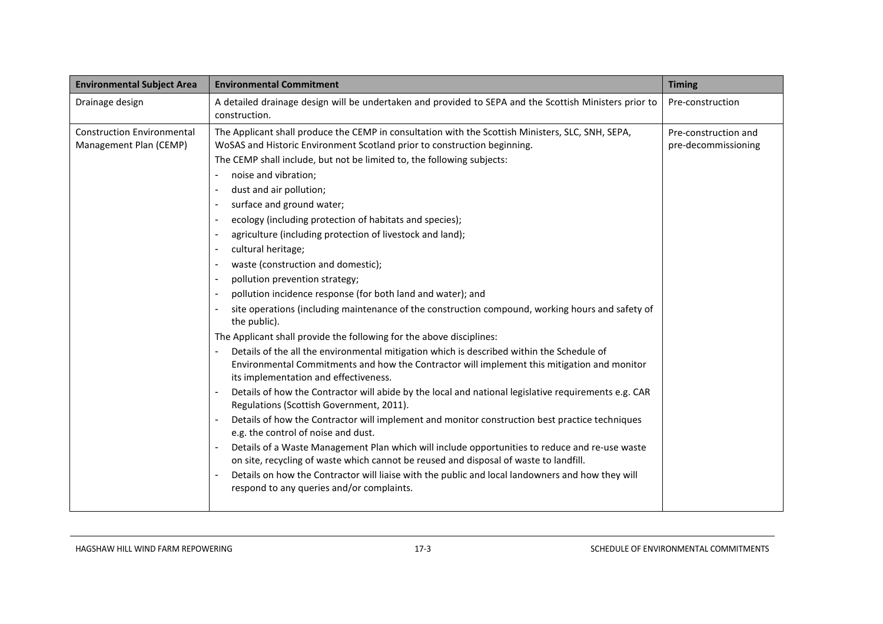| Environmental Subject Area | Environmental Commitment | Timing |
|---|---|---|
| Drainage design | A detailed drainage design will be undertaken and provided to SEPA and the Scottish Ministers prior to construction. | Pre-construction |
| Construction Environmental Management Plan (CEMP) | The Applicant shall produce the CEMP in consultation with the Scottish Ministers, SLC, SNH, SEPA, WoSAS and Historic Environment Scotland prior to construction beginning.<br>The CEMP shall include, but not be limited to, the following subjects:<br>- noise and vibration;<br>- dust and air pollution;<br>- surface and ground water;<br>- ecology (including protection of habitats and species);<br>- agriculture (including protection of livestock and land);<br>- cultural heritage;<br>- waste (construction and domestic);<br>- pollution prevention strategy;<br>- pollution incidence response (for both land and water); and<br>- site operations (including maintenance of the construction compound, working hours and safety of the public).<br>The Applicant shall provide the following for the above disciplines:<br>- Details of the all the environmental mitigation which is described within the Schedule of Environmental Commitments and how the Contractor will implement this mitigation and monitor its implementation and effectiveness.<br>- Details of how the Contractor will abide by the local and national legislative requirements e.g. CAR Regulations (Scottish Government, 2011).<br>- Details of how the Contractor will implement and monitor construction best practice techniques e.g. the control of noise and dust.<br>- Details of a Waste Management Plan which will include opportunities to reduce and re-use waste on site, recycling of waste which cannot be reused and disposal of waste to landfill.<br>- Details on how the Contractor will liaise with the public and local landowners and how they will respond to any queries and/or complaints. | Pre-construction and pre-decommissioning |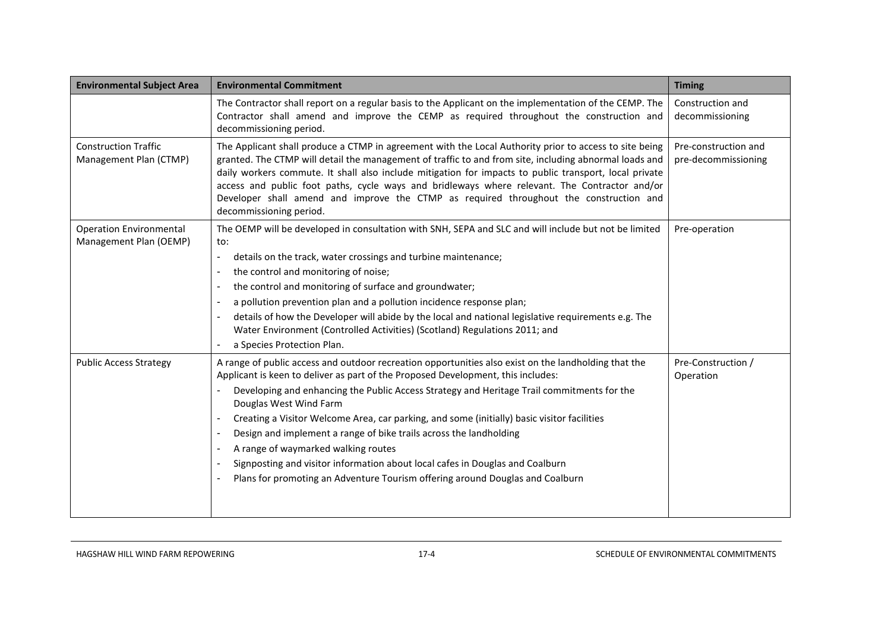| Environmental Subject Area | Environmental Commitment | Timing |
|---|---|---|
| | The Contractor shall report on a regular basis to the Applicant on the implementation of the CEMP. The Contractor shall amend and improve the CEMP as required throughout the construction and decommissioning period. | Construction and decommissioning |
| Construction Traffic Management Plan (CTMP) | The Applicant shall produce a CTMP in agreement with the Local Authority prior to access to site being granted. The CTMP will detail the management of traffic to and from site, including abnormal loads and daily workers commute. It shall also include mitigation for impacts to public transport, local private access and public foot paths, cycle ways and bridleways where relevant. The Contractor and/or Developer shall amend and improve the CTMP as required throughout the construction and decommissioning period. | Pre-construction and pre-decommissioning |
| Operation Environmental Management Plan (OEMP) | The OEMP will be developed in consultation with SNH, SEPA and SLC and will include but not be limited to:<br>- details on the track, water crossings and turbine maintenance;<br>- the control and monitoring of noise;<br>- the control and monitoring of surface and groundwater;<br>- a pollution prevention plan and a pollution incidence response plan;<br>- details of how the Developer will abide by the local and national legislative requirements e.g. The Water Environment (Controlled Activities) (Scotland) Regulations 2011; and<br>- a Species Protection Plan. | Pre-operation |
| Public Access Strategy | A range of public access and outdoor recreation opportunities also exist on the landholding that the Applicant is keen to deliver as part of the Proposed Development, this includes:<br>- Developing and enhancing the Public Access Strategy and Heritage Trail commitments for the Douglas West Wind Farm<br>- Creating a Visitor Welcome Area, car parking, and some (initially) basic visitor facilities<br>- Design and implement a range of bike trails across the landholding<br>- A range of waymarked walking routes<br>- Signposting and visitor information about local cafes in Douglas and Coalburn<br>- Plans for promoting an Adventure Tourism offering around Douglas and Coalburn | Pre-Construction / Operation |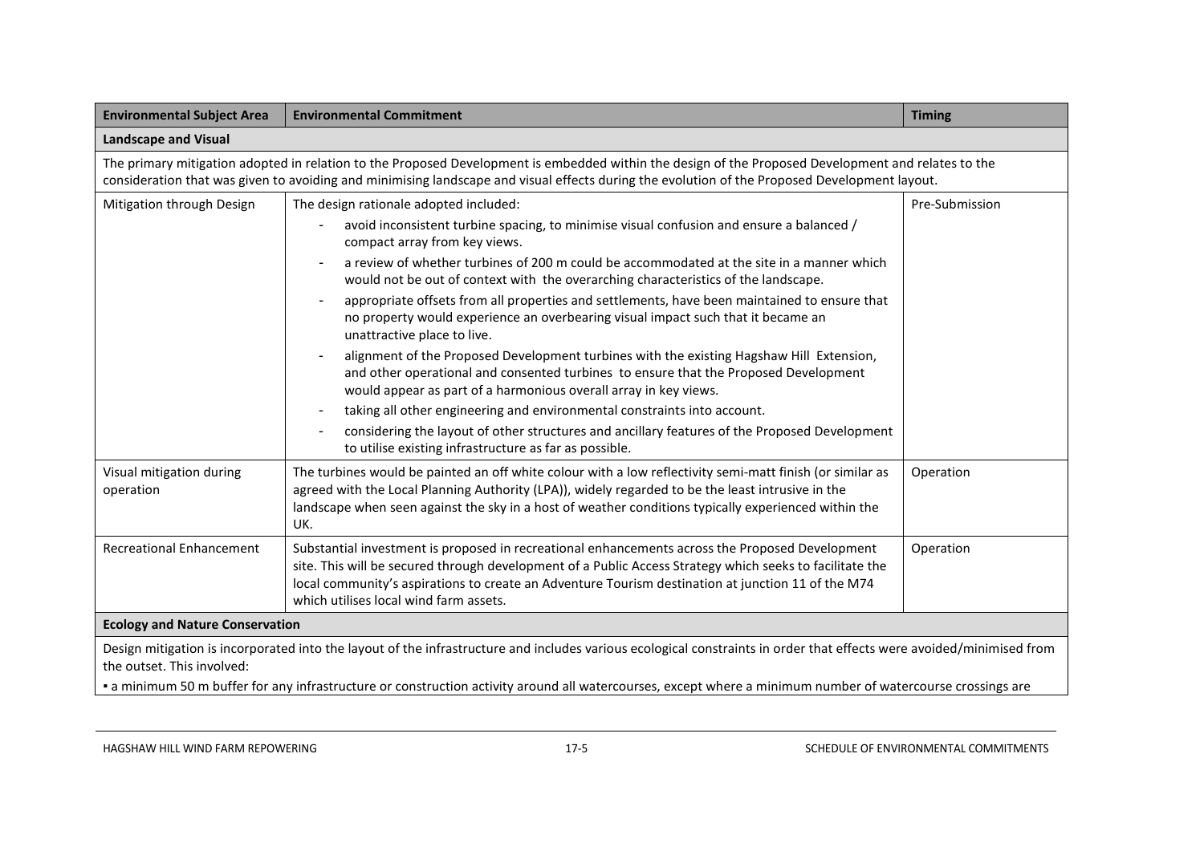| Environmental Subject Area | Environmental Commitment | Timing |
|---|---|---|
| **Landscape and Visual** | | |
| The primary mitigation adopted in relation to the Proposed Development is embedded within the design of the Proposed Development and relates to the consideration that was given to avoiding and minimising landscape and visual effects during the evolution of the Proposed Development layout. | | |
| Mitigation through Design | The design rationale adopted included: <br> - avoid inconsistent turbine spacing, to minimise visual confusion and ensure a balanced / compact array from key views. <br> - a review of whether turbines of 200 m could be accommodated at the site in a manner which would not be out of context with the overarching characteristics of the landscape. <br> - appropriate offsets from all properties and settlements, have been maintained to ensure that no property would experience an overbearing visual impact such that it became an unattractive place to live. <br> - alignment of the Proposed Development turbines with the existing Hagshaw Hill Extension, and other operational and consented turbines to ensure that the Proposed Development would appear as part of a harmonious overall array in key views. <br> - taking all other engineering and environmental constraints into account. <br> - considering the layout of other structures and ancillary features of the Proposed Development to utilise existing infrastructure as far as possible. | Pre-Submission |
| Visual mitigation during operation | The turbines would be painted an off white colour with a low reflectivity semi-matt finish (or similar as agreed with the Local Planning Authority (LPA)), widely regarded to be the least intrusive in the landscape when seen against the sky in a host of weather conditions typically experienced within the UK. | Operation |
| Recreational Enhancement | Substantial investment is proposed in recreational enhancements across the Proposed Development site. This will be secured through development of a Public Access Strategy which seeks to facilitate the local community's aspirations to create an Adventure Tourism destination at junction 11 of the M74 which utilises local wind farm assets. | Operation |
| **Ecology and Nature Conservation** | | |
| Design mitigation is incorporated into the layout of the infrastructure and includes various ecological constraints in order that effects were avoided/minimised from the outset. This involved: <br> ▪ a minimum 50 m buffer for any infrastructure or construction activity around all watercourses, except where a minimum number of watercourse crossings are | | |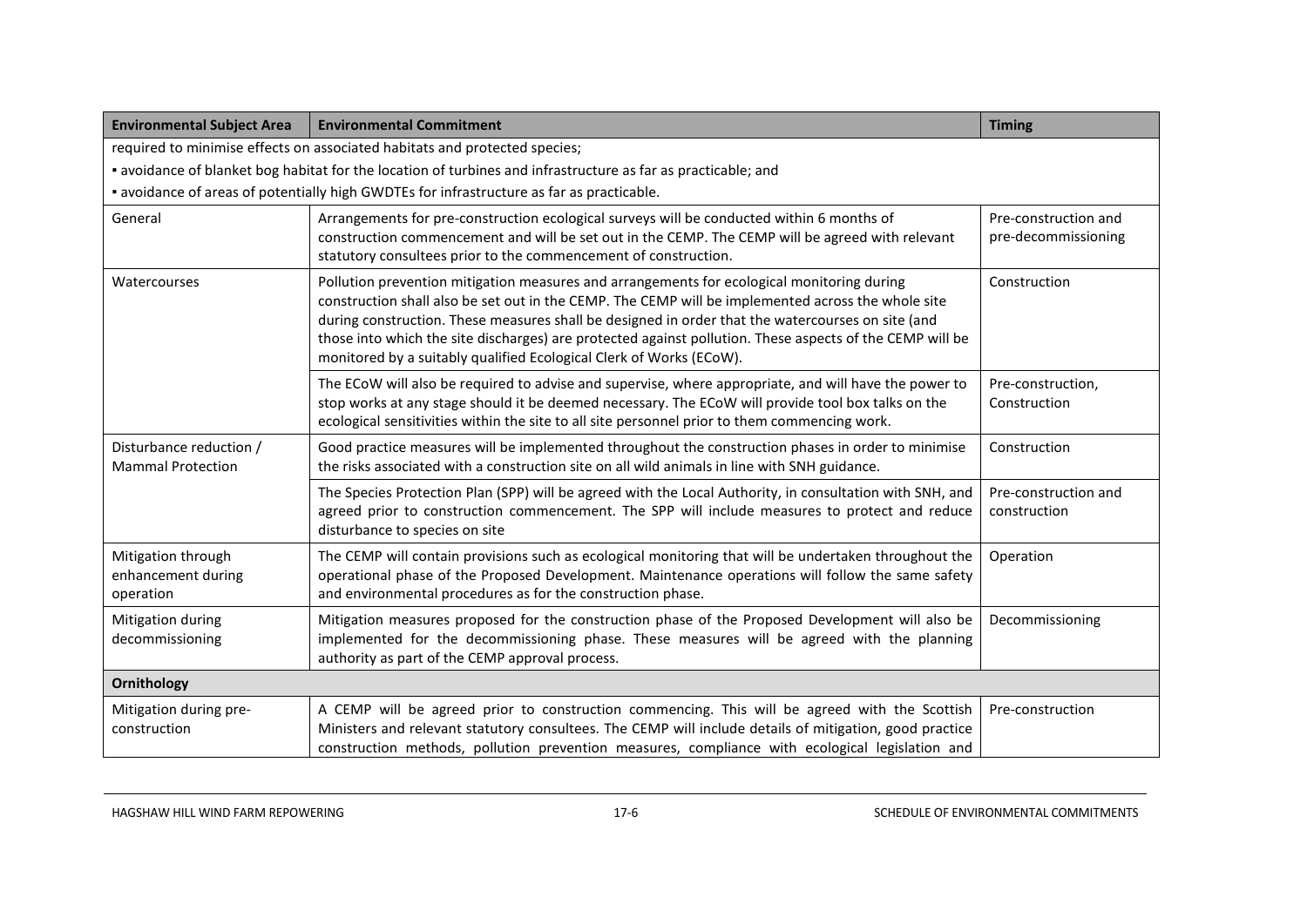| Environmental Subject Area | Environmental Commitment | Timing |
|---|---|---|
| required to minimise effects on associated habitats and protected species; ▪ avoidance of blanket bog habitat for the location of turbines and infrastructure as far as practicable; and ▪ avoidance of areas of potentially high GWDTEs for infrastructure as far as practicable. | | |
| General | Arrangements for pre-construction ecological surveys will be conducted within 6 months of construction commencement and will be set out in the CEMP. The CEMP will be agreed with relevant statutory consultees prior to the commencement of construction. | Pre-construction and pre-decommissioning |
| Watercourses | Pollution prevention mitigation measures and arrangements for ecological monitoring during construction shall also be set out in the CEMP. The CEMP will be implemented across the whole site during construction. These measures shall be designed in order that the watercourses on site (and those into which the site discharges) are protected against pollution. These aspects of the CEMP will be monitored by a suitably qualified Ecological Clerk of Works (ECoW). | Construction |
| | The ECoW will also be required to advise and supervise, where appropriate, and will have the power to stop works at any stage should it be deemed necessary. The ECoW will provide tool box talks on the ecological sensitivities within the site to all site personnel prior to them commencing work. | Pre-construction, Construction |
| Disturbance reduction / Mammal Protection | Good practice measures will be implemented throughout the construction phases in order to minimise the risks associated with a construction site on all wild animals in line with SNH guidance. | Construction |
| | The Species Protection Plan (SPP) will be agreed with the Local Authority, in consultation with SNH, and agreed prior to construction commencement. The SPP will include measures to protect and reduce disturbance to species on site | Pre-construction and construction |
| Mitigation through enhancement during operation | The CEMP will contain provisions such as ecological monitoring that will be undertaken throughout the operational phase of the Proposed Development. Maintenance operations will follow the same safety and environmental procedures as for the construction phase. | Operation |
| Mitigation during decommissioning | Mitigation measures proposed for the construction phase of the Proposed Development will also be implemented for the decommissioning phase. These measures will be agreed with the planning authority as part of the CEMP approval process. | Decommissioning |
| **Ornithology** | | |
| Mitigation during pre-construction | A CEMP will be agreed prior to construction commencing. This will be agreed with the Scottish Ministers and relevant statutory consultees. The CEMP will include details of mitigation, good practice construction methods, pollution prevention measures, compliance with ecological legislation and | Pre-construction |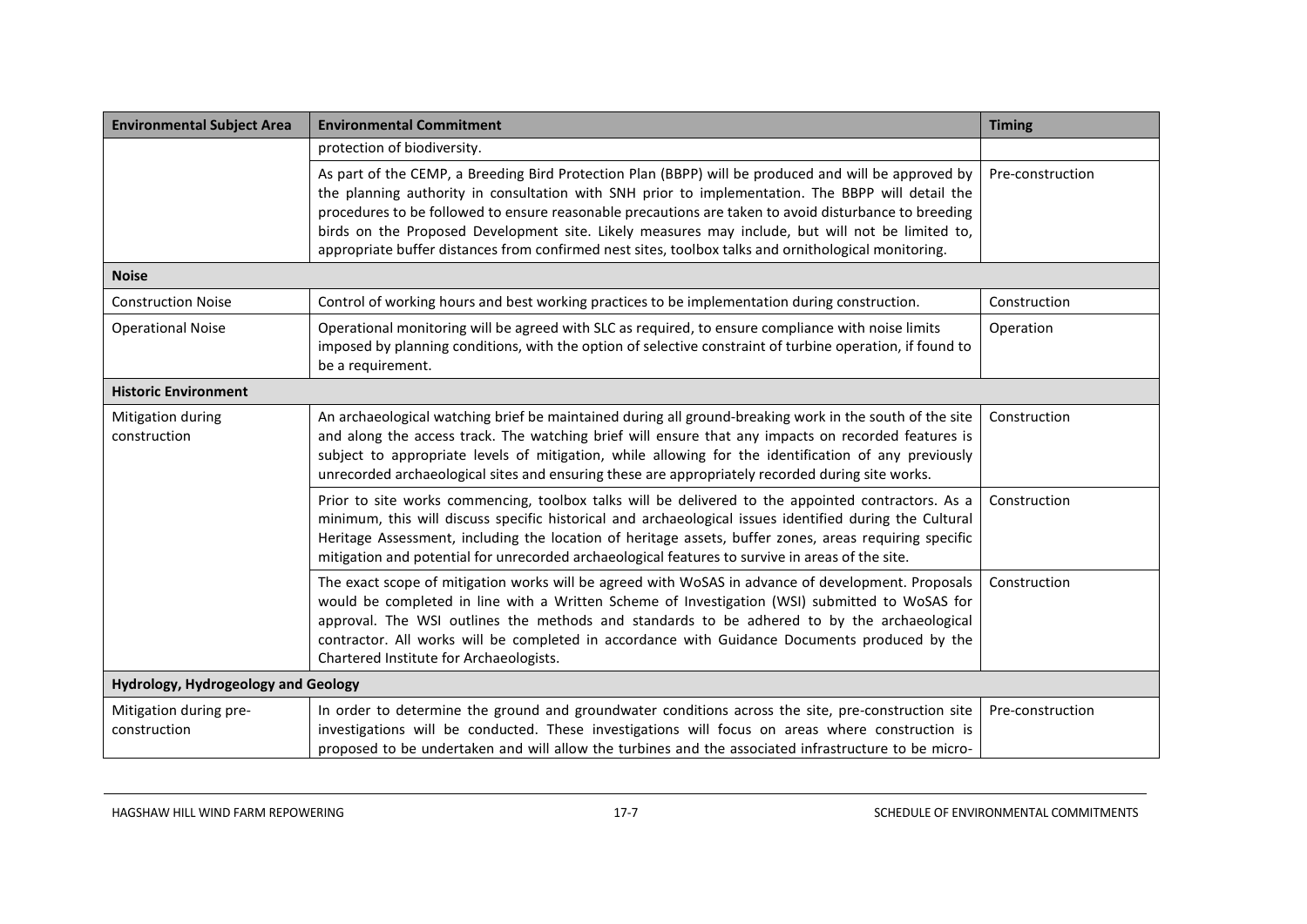| Environmental Subject Area | Environmental Commitment | Timing |
| --- | --- | --- |
| | protection of biodiversity. | |
| | As part of the CEMP, a Breeding Bird Protection Plan (BBPP) will be produced and will be approved by the planning authority in consultation with SNH prior to implementation. The BBPP will detail the procedures to be followed to ensure reasonable precautions are taken to avoid disturbance to breeding birds on the Proposed Development site. Likely measures may include, but will not be limited to, appropriate buffer distances from confirmed nest sites, toolbox talks and ornithological monitoring. | Pre-construction |
| **Noise** | | |
| Construction Noise | Control of working hours and best working practices to be implementation during construction. | Construction |
| Operational Noise | Operational monitoring will be agreed with SLC as required, to ensure compliance with noise limits imposed by planning conditions, with the option of selective constraint of turbine operation, if found to be a requirement. | Operation |
| **Historic Environment** | | |
| Mitigation during construction | An archaeological watching brief be maintained during all ground-breaking work in the south of the site and along the access track. The watching brief will ensure that any impacts on recorded features is subject to appropriate levels of mitigation, while allowing for the identification of any previously unrecorded archaeological sites and ensuring these are appropriately recorded during site works. | Construction |
| | Prior to site works commencing, toolbox talks will be delivered to the appointed contractors. As a minimum, this will discuss specific historical and archaeological issues identified during the Cultural Heritage Assessment, including the location of heritage assets, buffer zones, areas requiring specific mitigation and potential for unrecorded archaeological features to survive in areas of the site. | Construction |
| | The exact scope of mitigation works will be agreed with WoSAS in advance of development. Proposals would be completed in line with a Written Scheme of Investigation (WSI) submitted to WoSAS for approval. The WSI outlines the methods and standards to be adhered to by the archaeological contractor. All works will be completed in accordance with Guidance Documents produced by the Chartered Institute for Archaeologists. | Construction |
| **Hydrology, Hydrogeology and Geology** | | |
| Mitigation during pre-construction | In order to determine the ground and groundwater conditions across the site, pre-construction site investigations will be conducted. These investigations will focus on areas where construction is proposed to be undertaken and will allow the turbines and the associated infrastructure to be micro- | Pre-construction |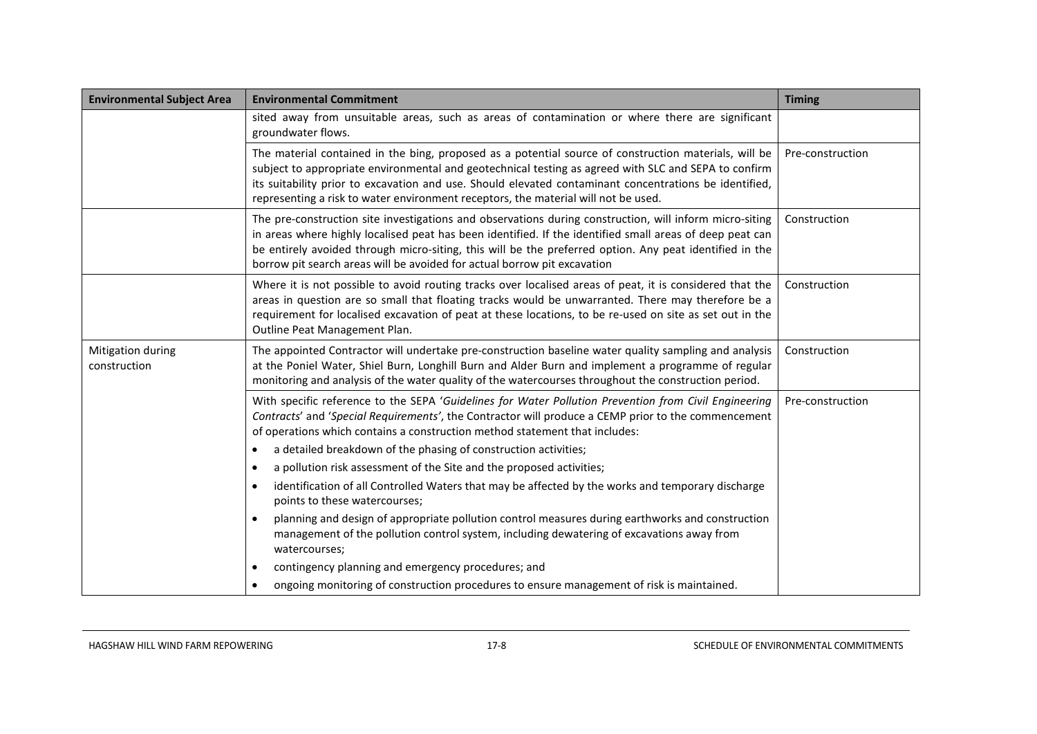| Environmental Subject Area | Environmental Commitment | Timing |
|---|---|---|
| | sited away from unsuitable areas, such as areas of contamination or where there are significant groundwater flows. | |
| | The material contained in the bing, proposed as a potential source of construction materials, will be subject to appropriate environmental and geotechnical testing as agreed with SLC and SEPA to confirm its suitability prior to excavation and use. Should elevated contaminant concentrations be identified, representing a risk to water environment receptors, the material will not be used. | Pre-construction |
| | The pre-construction site investigations and observations during construction, will inform micro-siting in areas where highly localised peat has been identified. If the identified small areas of deep peat can be entirely avoided through micro-siting, this will be the preferred option. Any peat identified in the borrow pit search areas will be avoided for actual borrow pit excavation | Construction |
| | Where it is not possible to avoid routing tracks over localised areas of peat, it is considered that the areas in question are so small that floating tracks would be unwarranted. There may therefore be a requirement for localised excavation of peat at these locations, to be re-used on site as set out in the Outline Peat Management Plan. | Construction |
| Mitigation during construction | The appointed Contractor will undertake pre-construction baseline water quality sampling and analysis at the Poniel Water, Shiel Burn, Longhill Burn and Alder Burn and implement a programme of regular monitoring and analysis of the water quality of the watercourses throughout the construction period. | Construction |
| | With specific reference to the SEPA '*Guidelines for Water Pollution Prevention from Civil Engineering Contracts*' and '*Special Requirements'*, the Contractor will produce a CEMP prior to the commencement of operations which contains a construction method statement that includes:<br>• a detailed breakdown of the phasing of construction activities;<br>• a pollution risk assessment of the Site and the proposed activities;<br>• identification of all Controlled Waters that may be affected by the works and temporary discharge points to these watercourses;<br>• planning and design of appropriate pollution control measures during earthworks and construction management of the pollution control system, including dewatering of excavations away from watercourses;<br>• contingency planning and emergency procedures; and<br>• ongoing monitoring of construction procedures to ensure management of risk is maintained. | Pre-construction |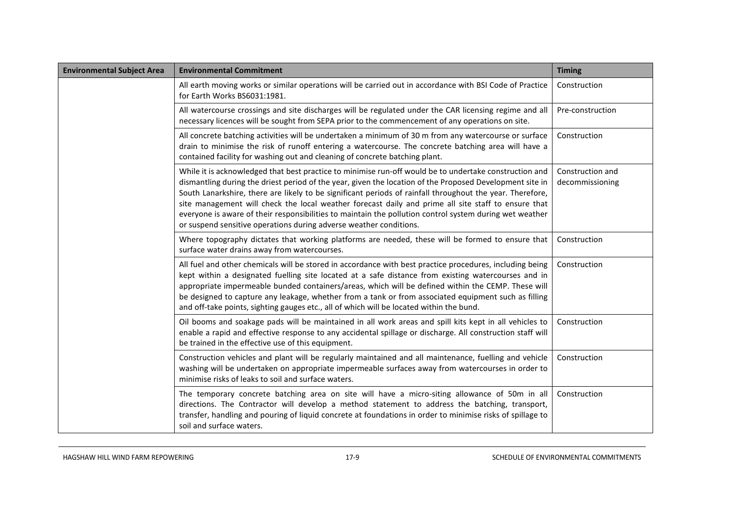| Environmental Subject Area | Environmental Commitment | Timing |
|---|---|---|
| | All earth moving works or similar operations will be carried out in accordance with BSI Code of Practice for Earth Works BS6031:1981. | Construction |
| | All watercourse crossings and site discharges will be regulated under the CAR licensing regime and all necessary licences will be sought from SEPA prior to the commencement of any operations on site. | Pre-construction |
| | All concrete batching activities will be undertaken a minimum of 30 m from any watercourse or surface drain to minimise the risk of runoff entering a watercourse. The concrete batching area will have a contained facility for washing out and cleaning of concrete batching plant. | Construction |
| | While it is acknowledged that best practice to minimise run-off would be to undertake construction and dismantling during the driest period of the year, given the location of the Proposed Development site in South Lanarkshire, there are likely to be significant periods of rainfall throughout the year. Therefore, site management will check the local weather forecast daily and prime all site staff to ensure that everyone is aware of their responsibilities to maintain the pollution control system during wet weather or suspend sensitive operations during adverse weather conditions. | Construction and decommissioning |
| | Where topography dictates that working platforms are needed, these will be formed to ensure that surface water drains away from watercourses. | Construction |
| | All fuel and other chemicals will be stored in accordance with best practice procedures, including being kept within a designated fuelling site located at a safe distance from existing watercourses and in appropriate impermeable bunded containers/areas, which will be defined within the CEMP. These will be designed to capture any leakage, whether from a tank or from associated equipment such as filling and off-take points, sighting gauges etc., all of which will be located within the bund. | Construction |
| | Oil booms and soakage pads will be maintained in all work areas and spill kits kept in all vehicles to enable a rapid and effective response to any accidental spillage or discharge. All construction staff will be trained in the effective use of this equipment. | Construction |
| | Construction vehicles and plant will be regularly maintained and all maintenance, fuelling and vehicle washing will be undertaken on appropriate impermeable surfaces away from watercourses in order to minimise risks of leaks to soil and surface waters. | Construction |
| | The temporary concrete batching area on site will have a micro-siting allowance of 50m in all directions. The Contractor will develop a method statement to address the batching, transport, transfer, handling and pouring of liquid concrete at foundations in order to minimise risks of spillage to soil and surface waters. | Construction |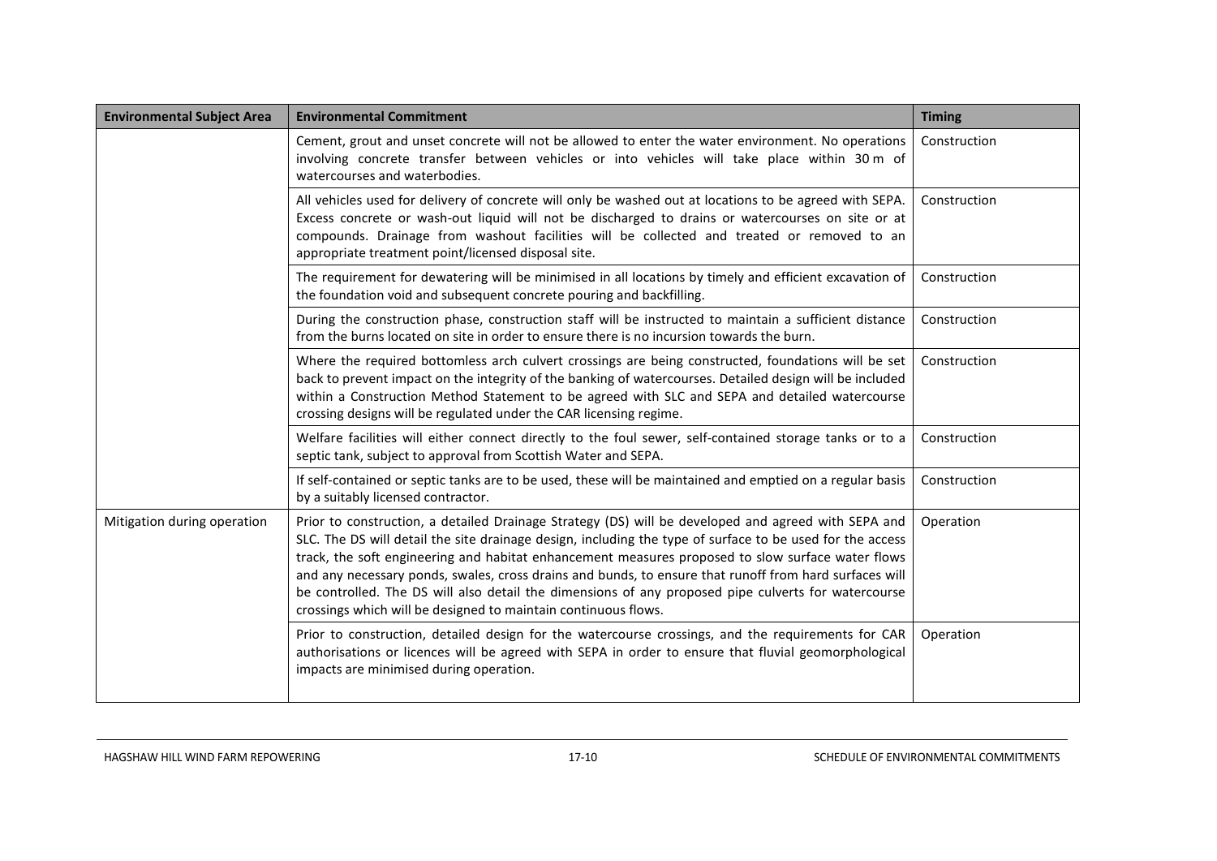| Environmental Subject Area | Environmental Commitment | Timing |
|---|---|---|
| | Cement, grout and unset concrete will not be allowed to enter the water environment. No operations involving concrete transfer between vehicles or into vehicles will take place within 30 m of watercourses and waterbodies. | Construction |
| | All vehicles used for delivery of concrete will only be washed out at locations to be agreed with SEPA. Excess concrete or wash-out liquid will not be discharged to drains or watercourses on site or at compounds. Drainage from washout facilities will be collected and treated or removed to an appropriate treatment point/licensed disposal site. | Construction |
| | The requirement for dewatering will be minimised in all locations by timely and efficient excavation of the foundation void and subsequent concrete pouring and backfilling. | Construction |
| | During the construction phase, construction staff will be instructed to maintain a sufficient distance from the burns located on site in order to ensure there is no incursion towards the burn. | Construction |
| | Where the required bottomless arch culvert crossings are being constructed, foundations will be set back to prevent impact on the integrity of the banking of watercourses. Detailed design will be included within a Construction Method Statement to be agreed with SLC and SEPA and detailed watercourse crossing designs will be regulated under the CAR licensing regime. | Construction |
| | Welfare facilities will either connect directly to the foul sewer, self-contained storage tanks or to a septic tank, subject to approval from Scottish Water and SEPA. | Construction |
| | If self-contained or septic tanks are to be used, these will be maintained and emptied on a regular basis by a suitably licensed contractor. | Construction |
| Mitigation during operation | Prior to construction, a detailed Drainage Strategy (DS) will be developed and agreed with SEPA and SLC. The DS will detail the site drainage design, including the type of surface to be used for the access track, the soft engineering and habitat enhancement measures proposed to slow surface water flows and any necessary ponds, swales, cross drains and bunds, to ensure that runoff from hard surfaces will be controlled. The DS will also detail the dimensions of any proposed pipe culverts for watercourse crossings which will be designed to maintain continuous flows. | Operation |
| | Prior to construction, detailed design for the watercourse crossings, and the requirements for CAR authorisations or licences will be agreed with SEPA in order to ensure that fluvial geomorphological impacts are minimised during operation. | Operation |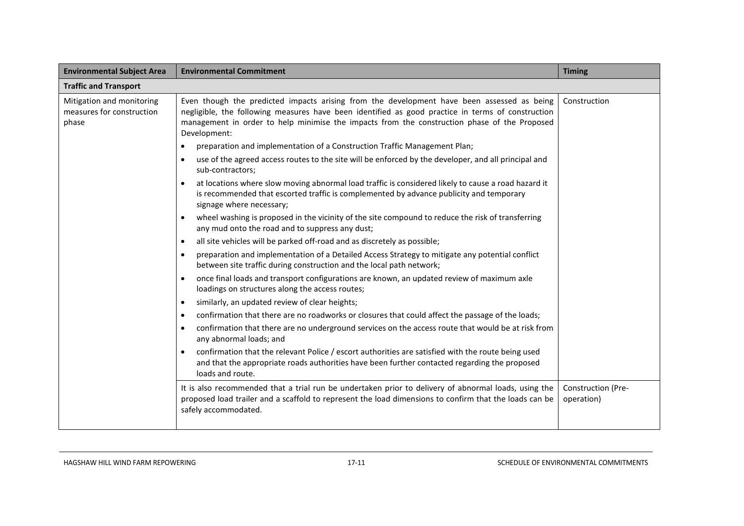| Environmental Subject Area | Environmental Commitment | Timing |
| --- | --- | --- |
| **Traffic and Transport** | | |
| Mitigation and monitoring measures for construction phase | Even though the predicted impacts arising from the development have been assessed as being negligible, the following measures have been identified as good practice in terms of construction management in order to help minimise the impacts from the construction phase of the Proposed Development:<br>• preparation and implementation of a Construction Traffic Management Plan;<br>• use of the agreed access routes to the site will be enforced by the developer, and all principal and sub-contractors;<br>• at locations where slow moving abnormal load traffic is considered likely to cause a road hazard it is recommended that escorted traffic is complemented by advance publicity and temporary signage where necessary;<br>• wheel washing is proposed in the vicinity of the site compound to reduce the risk of transferring any mud onto the road and to suppress any dust;<br>• all site vehicles will be parked off-road and as discretely as possible;<br>• preparation and implementation of a Detailed Access Strategy to mitigate any potential conflict between site traffic during construction and the local path network;<br>• once final loads and transport configurations are known, an updated review of maximum axle loadings on structures along the access routes;<br>• similarly, an updated review of clear heights;<br>• confirmation that there are no roadworks or closures that could affect the passage of the loads;<br>• confirmation that there are no underground services on the access route that would be at risk from any abnormal loads; and<br>• confirmation that the relevant Police / escort authorities are satisfied with the route being used and that the appropriate roads authorities have been further contacted regarding the proposed loads and route. | Construction |
| | It is also recommended that a trial run be undertaken prior to delivery of abnormal loads, using the proposed load trailer and a scaffold to represent the load dimensions to confirm that the loads can be safely accommodated. | Construction (Pre-operation) |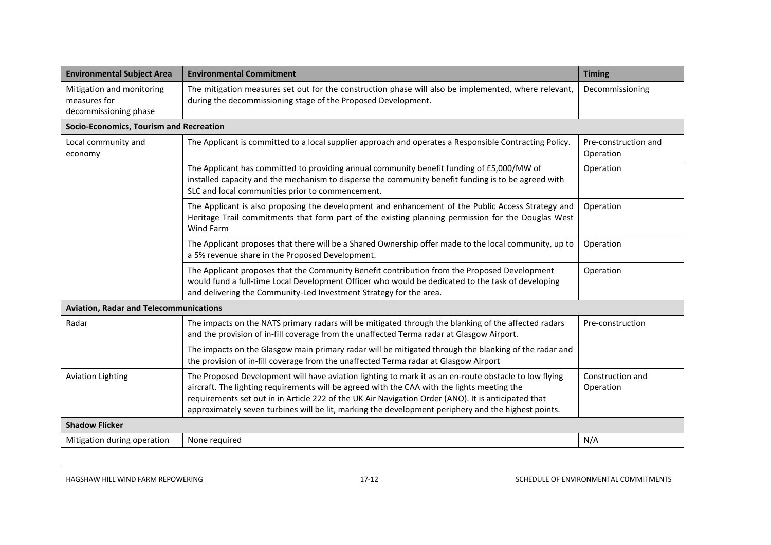| Environmental Subject Area | Environmental Commitment | Timing |
|---|---|---|
| Mitigation and monitoring measures for decommissioning phase | The mitigation measures set out for the construction phase will also be implemented, where relevant, during the decommissioning stage of the Proposed Development. | Decommissioning |
| **Socio-Economics, Tourism and Recreation** | | |
| Local community and economy | The Applicant is committed to a local supplier approach and operates a Responsible Contracting Policy. | Pre-construction and Operation |
| | The Applicant has committed to providing annual community benefit funding of £5,000/MW of installed capacity and the mechanism to disperse the community benefit funding is to be agreed with SLC and local communities prior to commencement. | Operation |
| | The Applicant is also proposing the development and enhancement of the Public Access Strategy and Heritage Trail commitments that form part of the existing planning permission for the Douglas West Wind Farm | Operation |
| | The Applicant proposes that there will be a Shared Ownership offer made to the local community, up to a 5% revenue share in the Proposed Development. | Operation |
| | The Applicant proposes that the Community Benefit contribution from the Proposed Development would fund a full-time Local Development Officer who would be dedicated to the task of developing and delivering the Community-Led Investment Strategy for the area. | Operation |
| **Aviation, Radar and Telecommunications** | | |
| Radar | The impacts on the NATS primary radars will be mitigated through the blanking of the affected radars and the provision of in-fill coverage from the unaffected Terma radar at Glasgow Airport. | Pre-construction |
| | The impacts on the Glasgow main primary radar will be mitigated through the blanking of the radar and the provision of in-fill coverage from the unaffected Terma radar at Glasgow Airport | |
| Aviation Lighting | The Proposed Development will have aviation lighting to mark it as an en-route obstacle to low flying aircraft. The lighting requirements will be agreed with the CAA with the lights meeting the requirements set out in in Article 222 of the UK Air Navigation Order (ANO). It is anticipated that approximately seven turbines will be lit, marking the development periphery and the highest points. | Construction and Operation |
| **Shadow Flicker** | | |
| Mitigation during operation | None required | N/A |